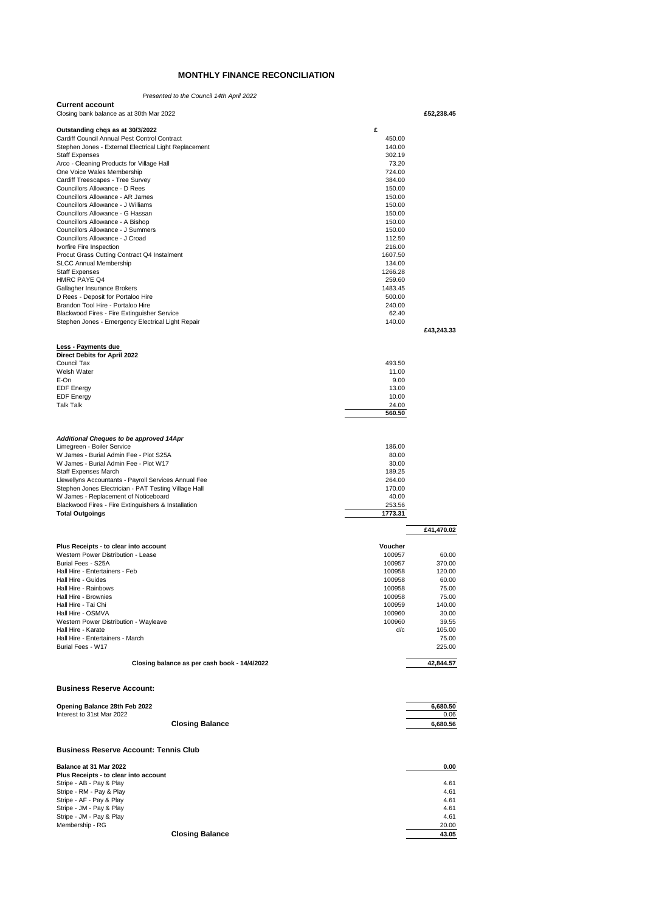# MONTHLY FINANCE RECONCILIATION

*Presented to the Council 14th April 2022*

**Current account**

| | | |
|---|---|---|
| Closing bank balance as at 30th Mar 2022 | | **£52,238.45** |
| | | |
| **Outstanding chqs as at 30/3/2022** | **£** | |
| Cardiff Council Annual Pest Control Contract | 450.00 | |
| Stephen Jones - External Electrical Light Replacement | 140.00 | |
| Staff Expenses | 302.19 | |
| Arco - Cleaning Products for Village Hall | 73.20 | |
| One Voice Wales Membership | 724.00 | |
| Cardiff Treescapes - Tree Survey | 384.00 | |
| Councillors Allowance - D Rees | 150.00 | |
| Councillors Allowance - AR James | 150.00 | |
| Councillors Allowance - J Williams | 150.00 | |
| Councillors Allowance - G Hassan | 150.00 | |
| Councillors Allowance - A Bishop | 150.00 | |
| Councillors Allowance - J Summers | 150.00 | |
| Councillors Allowance - J Croad | 112.50 | |
| Ivorfire Fire Inspection | 216.00 | |
| Procut Grass Cutting Contract Q4 Instalment | 1607.50 | |
| SLCC Annual Membership | 134.00 | |
| Staff Expenses | 1266.28 | |
| HMRC PAYE Q4 | 259.60 | |
| Gallagher Insurance Brokers | 1483.45 | |
| D Rees - Deposit for Portaloo Hire | 500.00 | |
| Brandon Tool Hire - Portaloo Hire | 240.00 | |
| Blackwood Fires - Fire Extinguisher Service | 62.40 | |
| Stephen Jones - Emergency Electrical Light Repair | 140.00 | |
| | | **£43,243.33** |
| | | |
| **Less - Payments due** | | |
| **Direct Debits for April 2022** | | |
| Council Tax | 493.50 | |
| Welsh Water | 11.00 | |
| E-On | 9.00 | |
| EDF Energy | 13.00 | |
| EDF Energy | 10.00 | |
| Talk Talk | 24.00 | |
| | **560.50** | |
| | | |
| ***Additional Cheques to be approved 14Apr*** | | |
| Limegreen - Boiler Service | 186.00 | |
| W James - Burial Admin Fee - Plot S25A | 80.00 | |
| W James - Burial Admin Fee - Plot W17 | 30.00 | |
| Staff Expenses March | 189.25 | |
| Llewellyns Accountants - Payroll Services Annual Fee | 264.00 | |
| Stephen Jones Electrician - PAT Testing Village Hall | 170.00 | |
| W James - Replacement of Noticeboard | 40.00 | |
| Blackwood Fires - Fire Extinguishers & Installation | 253.56 | |
| **Total Outgoings** | **1773.31** | |
| | | **£41,470.02** |

| | | |
|---|---|---|
| **Plus Receipts - to clear into account** | **Voucher** | |
| Western Power Distribution - Lease | 100957 | 60.00 |
| Burial Fees - S25A | 100957 | 370.00 |
| Hall Hire - Entertainers - Feb | 100958 | 120.00 |
| Hall Hire - Guides | 100958 | 60.00 |
| Hall Hire - Rainbows | 100958 | 75.00 |
| Hall Hire - Brownies | 100958 | 75.00 |
| Hall Hire - Tai Chi | 100959 | 140.00 |
| Hall Hire - OSMVA | 100960 | 30.00 |
| Western Power Distribution - Wayleave | 100960 | 39.55 |
| Hall Hire - Karate | d/c | 105.00 |
| Hall Hire - Entertainers - March | | 75.00 |
| Burial Fees - W17 | | 225.00 |
| **Closing balance as per cash book - 14/4/2022** | | **42,844.57** |

## Business Reserve Account:

| | |
|---|---|
| **Opening Balance 28th Feb 2022** | **6,680.50** |
| Interest to 31st Mar 2022 | 0.06 |
| **Closing Balance** | **6,680.56** |

## Business Reserve Account: Tennis Club

| | |
|---|---|
| **Balance at 31 Mar 2022** | **0.00** |
| **Plus Receipts - to clear into account** | |
| Stripe - AB - Pay & Play | 4.61 |
| Stripe - RM - Pay & Play | 4.61 |
| Stripe - AF - Pay & Play | 4.61 |
| Stripe - JM - Pay & Play | 4.61 |
| Stripe - JM - Pay & Play | 4.61 |
| Membership - RG | 20.00 |
| **Closing Balance** | **43.05** |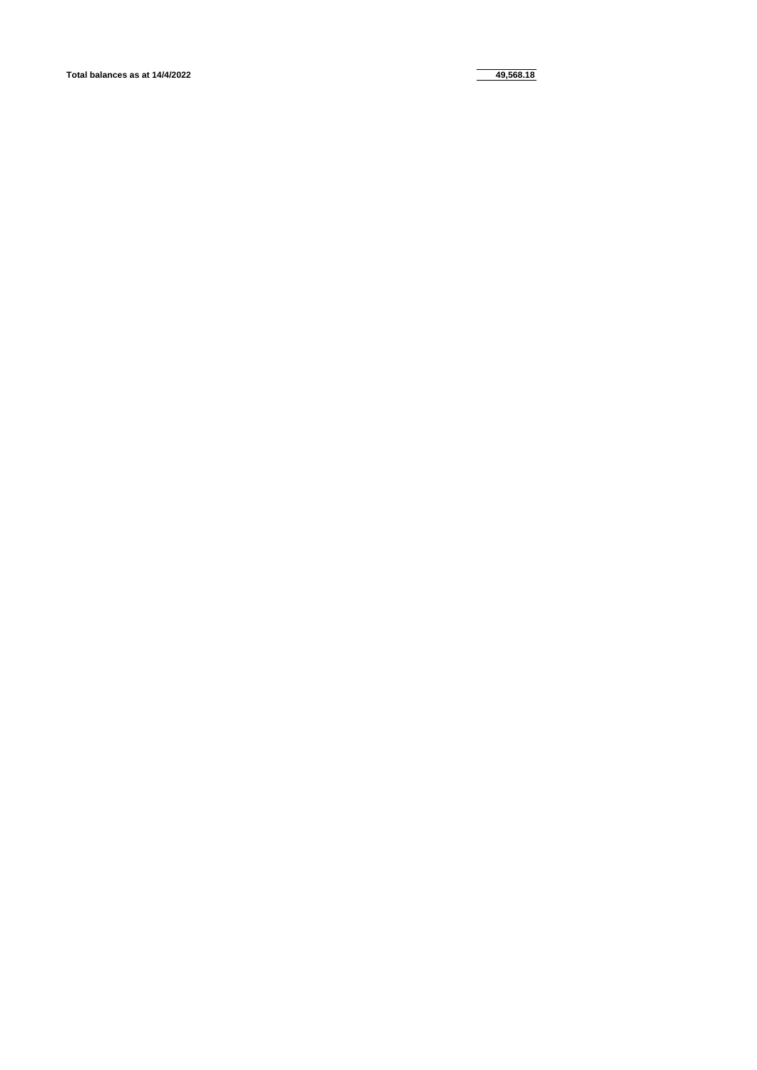| | |
|---|---|
| **Total balances as at 14/4/2022** | **49,568.18** |